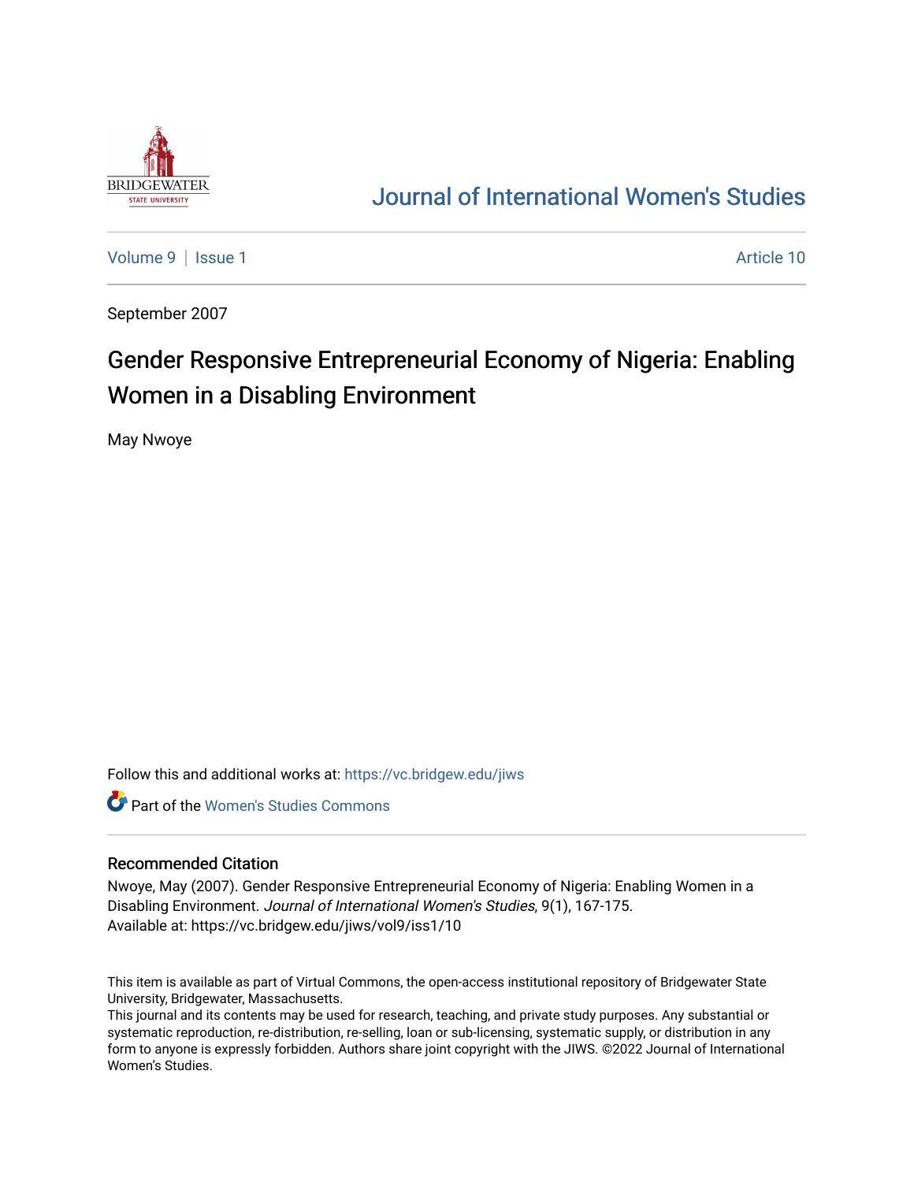# Journal of International Women's Studies

Volume 9 | Issue 1 Article 10

September 2007

## Gender Responsive Entrepreneurial Economy of Nigeria: Enabling Women in a Disabling Environment

May Nwoye

Follow this and additional works at: https://vc.bridgew.edu/jiws

Part of the Women's Studies Commons

### Recommended Citation

Nwoye, May (2007). Gender Responsive Entrepreneurial Economy of Nigeria: Enabling Women in a Disabling Environment. *Journal of International Women's Studies*, 9(1), 167-175.
Available at: https://vc.bridgew.edu/jiws/vol9/iss1/10

This item is available as part of Virtual Commons, the open-access institutional repository of Bridgewater State University, Bridgewater, Massachusetts.
This journal and its contents may be used for research, teaching, and private study purposes. Any substantial or systematic reproduction, re-distribution, re-selling, loan or sub-licensing, systematic supply, or distribution in any form to anyone is expressly forbidden. Authors share joint copyright with the JIWS. ©2022 Journal of International Women's Studies.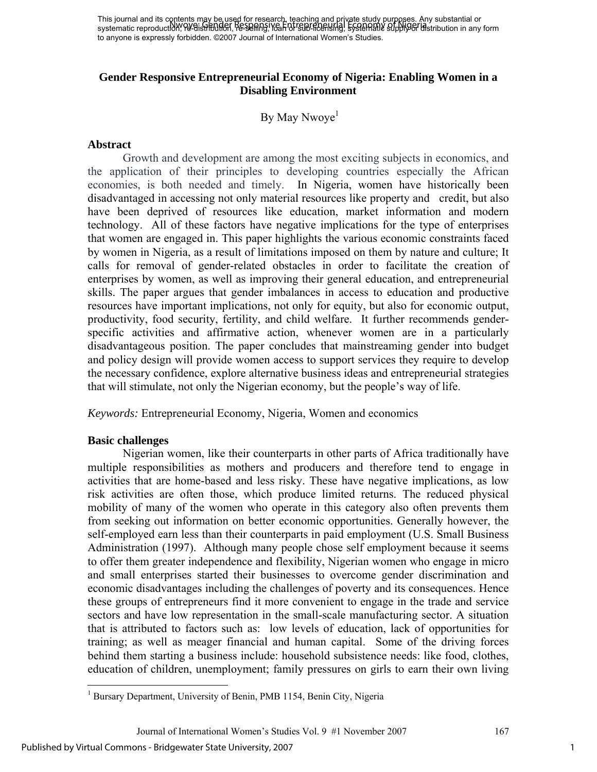This journal and its contents may be used for research, teaching and private study purposes. Any substantial or systematic reproduction, re-distribution, re-selling, loan or sub-licensing, systematic supply or distribution in any form to anyone is expressly forbidden. ©2007 Journal of International Women's Studies.

# Gender Responsive Entrepreneurial Economy of Nigeria: Enabling Women in a Disabling Environment

By May Nwoye[1]

## Abstract

Growth and development are among the most exciting subjects in economics, and the application of their principles to developing countries especially the African economies, is both needed and timely. In Nigeria, women have historically been disadvantaged in accessing not only material resources like property and credit, but also have been deprived of resources like education, market information and modern technology. All of these factors have negative implications for the type of enterprises that women are engaged in. This paper highlights the various economic constraints faced by women in Nigeria, as a result of limitations imposed on them by nature and culture; It calls for removal of gender-related obstacles in order to facilitate the creation of enterprises by women, as well as improving their general education, and entrepreneurial skills. The paper argues that gender imbalances in access to education and productive resources have important implications, not only for equity, but also for economic output, productivity, food security, fertility, and child welfare. It further recommends gender-specific activities and affirmative action, whenever women are in a particularly disadvantageous position. The paper concludes that mainstreaming gender into budget and policy design will provide women access to support services they require to develop the necessary confidence, explore alternative business ideas and entrepreneurial strategies that will stimulate, not only the Nigerian economy, but the people's way of life.

*Keywords:* Entrepreneurial Economy, Nigeria, Women and economics

## Basic challenges

Nigerian women, like their counterparts in other parts of Africa traditionally have multiple responsibilities as mothers and producers and therefore tend to engage in activities that are home-based and less risky. These have negative implications, as low risk activities are often those, which produce limited returns. The reduced physical mobility of many of the women who operate in this category also often prevents them from seeking out information on better economic opportunities. Generally however, the self-employed earn less than their counterparts in paid employment (U.S. Small Business Administration (1997). Although many people chose self employment because it seems to offer them greater independence and flexibility, Nigerian women who engage in micro and small enterprises started their businesses to overcome gender discrimination and economic disadvantages including the challenges of poverty and its consequences. Hence these groups of entrepreneurs find it more convenient to engage in the trade and service sectors and have low representation in the small-scale manufacturing sector. A situation that is attributed to factors such as: low levels of education, lack of opportunities for training; as well as meager financial and human capital. Some of the driving forces behind them starting a business include: household subsistence needs: like food, clothes, education of children, unemployment; family pressures on girls to earn their own living

[1] Bursary Department, University of Benin, PMB 1154, Benin City, Nigeria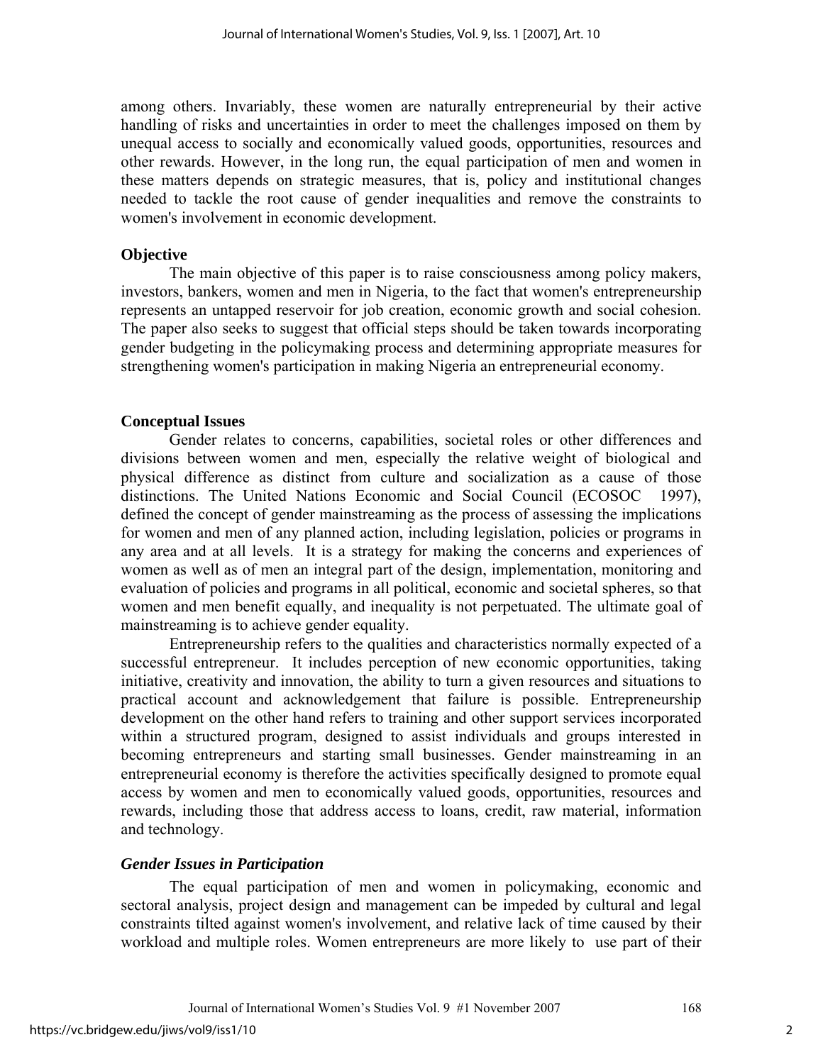among others. Invariably, these women are naturally entrepreneurial by their active handling of risks and uncertainties in order to meet the challenges imposed on them by unequal access to socially and economically valued goods, opportunities, resources and other rewards. However, in the long run, the equal participation of men and women in these matters depends on strategic measures, that is, policy and institutional changes needed to tackle the root cause of gender inequalities and remove the constraints to women's involvement in economic development.

## Objective

The main objective of this paper is to raise consciousness among policy makers, investors, bankers, women and men in Nigeria, to the fact that women's entrepreneurship represents an untapped reservoir for job creation, economic growth and social cohesion. The paper also seeks to suggest that official steps should be taken towards incorporating gender budgeting in the policymaking process and determining appropriate measures for strengthening women's participation in making Nigeria an entrepreneurial economy.

## Conceptual Issues

Gender relates to concerns, capabilities, societal roles or other differences and divisions between women and men, especially the relative weight of biological and physical difference as distinct from culture and socialization as a cause of those distinctions. The United Nations Economic and Social Council (ECOSOC 1997), defined the concept of gender mainstreaming as the process of assessing the implications for women and men of any planned action, including legislation, policies or programs in any area and at all levels. It is a strategy for making the concerns and experiences of women as well as of men an integral part of the design, implementation, monitoring and evaluation of policies and programs in all political, economic and societal spheres, so that women and men benefit equally, and inequality is not perpetuated. The ultimate goal of mainstreaming is to achieve gender equality.

Entrepreneurship refers to the qualities and characteristics normally expected of a successful entrepreneur. It includes perception of new economic opportunities, taking initiative, creativity and innovation, the ability to turn a given resources and situations to practical account and acknowledgement that failure is possible. Entrepreneurship development on the other hand refers to training and other support services incorporated within a structured program, designed to assist individuals and groups interested in becoming entrepreneurs and starting small businesses. Gender mainstreaming in an entrepreneurial economy is therefore the activities specifically designed to promote equal access by women and men to economically valued goods, opportunities, resources and rewards, including those that address access to loans, credit, raw material, information and technology.

### *Gender Issues in Participation*

The equal participation of men and women in policymaking, economic and sectoral analysis, project design and management can be impeded by cultural and legal constraints tilted against women's involvement, and relative lack of time caused by their workload and multiple roles. Women entrepreneurs are more likely to use part of their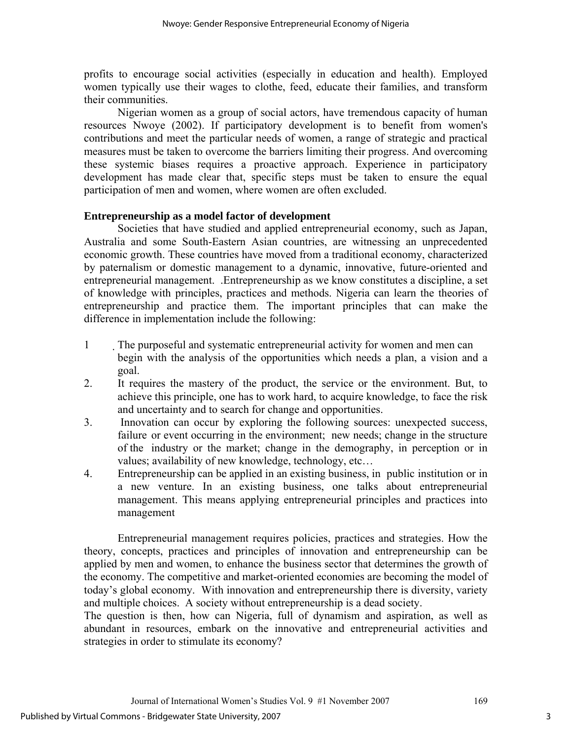profits to encourage social activities (especially in education and health). Employed women typically use their wages to clothe, feed, educate their families, and transform their communities.

Nigerian women as a group of social actors, have tremendous capacity of human resources Nwoye (2002). If participatory development is to benefit from women's contributions and meet the particular needs of women, a range of strategic and practical measures must be taken to overcome the barriers limiting their progress. And overcoming these systemic biases requires a proactive approach. Experience in participatory development has made clear that, specific steps must be taken to ensure the equal participation of men and women, where women are often excluded.

**Entrepreneurship as a model factor of development**

Societies that have studied and applied entrepreneurial economy, such as Japan, Australia and some South-Eastern Asian countries, are witnessing an unprecedented economic growth. These countries have moved from a traditional economy, characterized by paternalism or domestic management to a dynamic, innovative, future-oriented and entrepreneurial management. .Entrepreneurship as we know constitutes a discipline, a set of knowledge with principles, practices and methods. Nigeria can learn the theories of entrepreneurship and practice them. The important principles that can make the difference in implementation include the following:

1. The purposeful and systematic entrepreneurial activity for women and men can begin with the analysis of the opportunities which needs a plan, a vision and a goal.
2. It requires the mastery of the product, the service or the environment. But, to achieve this principle, one has to work hard, to acquire knowledge, to face the risk and uncertainty and to search for change and opportunities.
3. Innovation can occur by exploring the following sources: unexpected success, failure or event occurring in the environment; new needs; change in the structure of the industry or the market; change in the demography, in perception or in values; availability of new knowledge, technology, etc…
4. Entrepreneurship can be applied in an existing business, in public institution or in a new venture. In an existing business, one talks about entrepreneurial management. This means applying entrepreneurial principles and practices into management

Entrepreneurial management requires policies, practices and strategies. How the theory, concepts, practices and principles of innovation and entrepreneurship can be applied by men and women, to enhance the business sector that determines the growth of the economy. The competitive and market-oriented economies are becoming the model of today's global economy. With innovation and entrepreneurship there is diversity, variety and multiple choices. A society without entrepreneurship is a dead society.

The question is then, how can Nigeria, full of dynamism and aspiration, as well as abundant in resources, embark on the innovative and entrepreneurial activities and strategies in order to stimulate its economy?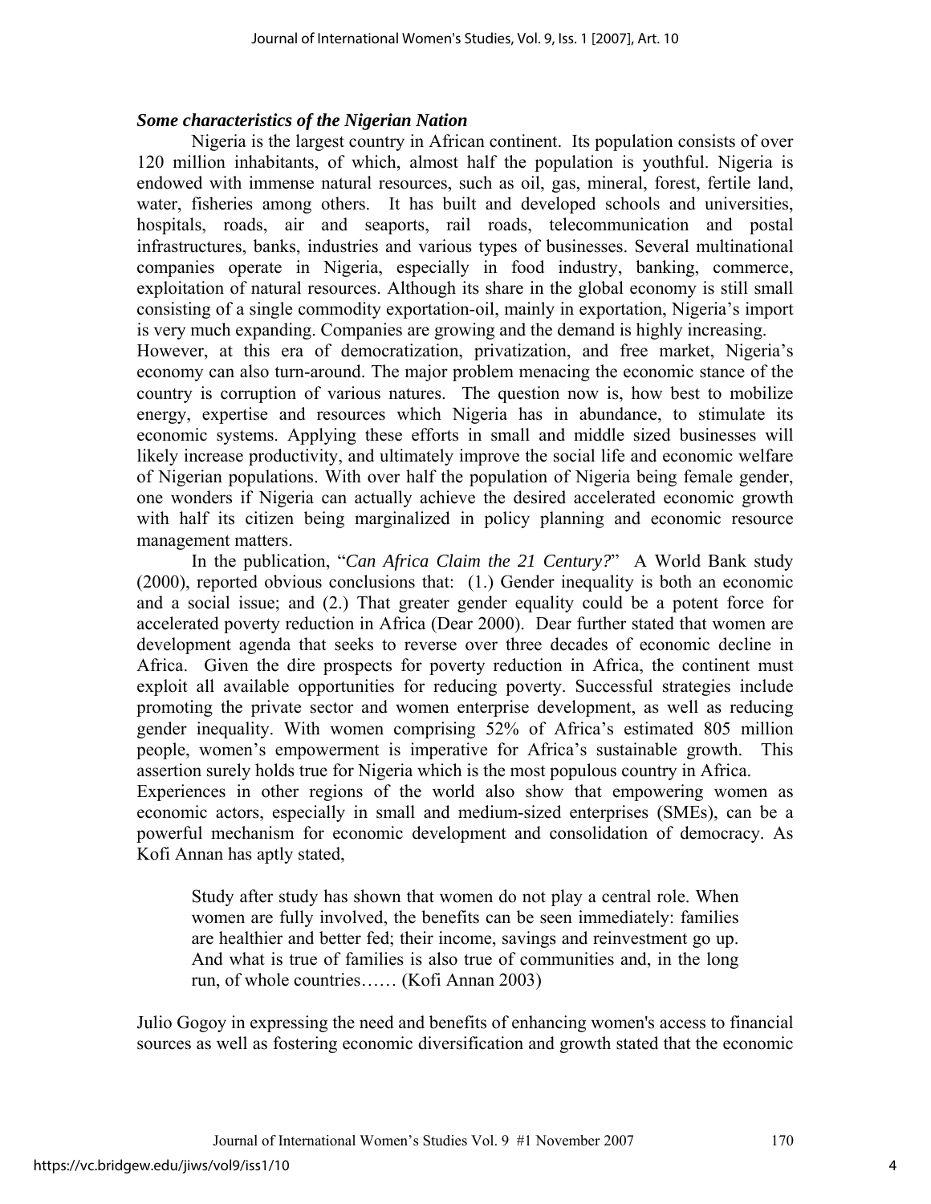### *Some characteristics of the Nigerian Nation*

Nigeria is the largest country in African continent. Its population consists of over 120 million inhabitants, of which, almost half the population is youthful. Nigeria is endowed with immense natural resources, such as oil, gas, mineral, forest, fertile land, water, fisheries among others. It has built and developed schools and universities, hospitals, roads, air and seaports, rail roads, telecommunication and postal infrastructures, banks, industries and various types of businesses. Several multinational companies operate in Nigeria, especially in food industry, banking, commerce, exploitation of natural resources. Although its share in the global economy is still small consisting of a single commodity exportation-oil, mainly in exportation, Nigeria's import is very much expanding. Companies are growing and the demand is highly increasing.

However, at this era of democratization, privatization, and free market, Nigeria's economy can also turn-around. The major problem menacing the economic stance of the country is corruption of various natures. The question now is, how best to mobilize energy, expertise and resources which Nigeria has in abundance, to stimulate its economic systems. Applying these efforts in small and middle sized businesses will likely increase productivity, and ultimately improve the social life and economic welfare of Nigerian populations. With over half the population of Nigeria being female gender, one wonders if Nigeria can actually achieve the desired accelerated economic growth with half its citizen being marginalized in policy planning and economic resource management matters.

In the publication, "*Can Africa Claim the 21 Century?*" A World Bank study (2000), reported obvious conclusions that: (1.) Gender inequality is both an economic and a social issue; and (2.) That greater gender equality could be a potent force for accelerated poverty reduction in Africa (Dear 2000). Dear further stated that women are development agenda that seeks to reverse over three decades of economic decline in Africa. Given the dire prospects for poverty reduction in Africa, the continent must exploit all available opportunities for reducing poverty. Successful strategies include promoting the private sector and women enterprise development, as well as reducing gender inequality. With women comprising 52% of Africa's estimated 805 million people, women's empowerment is imperative for Africa's sustainable growth. This assertion surely holds true for Nigeria which is the most populous country in Africa.

Experiences in other regions of the world also show that empowering women as economic actors, especially in small and medium-sized enterprises (SMEs), can be a powerful mechanism for economic development and consolidation of democracy. As Kofi Annan has aptly stated,

> Study after study has shown that women do not play a central role. When women are fully involved, the benefits can be seen immediately: families are healthier and better fed; their income, savings and reinvestment go up. And what is true of families is also true of communities and, in the long run, of whole countries…… (Kofi Annan 2003)

Julio Gogoy in expressing the need and benefits of enhancing women's access to financial sources as well as fostering economic diversification and growth stated that the economic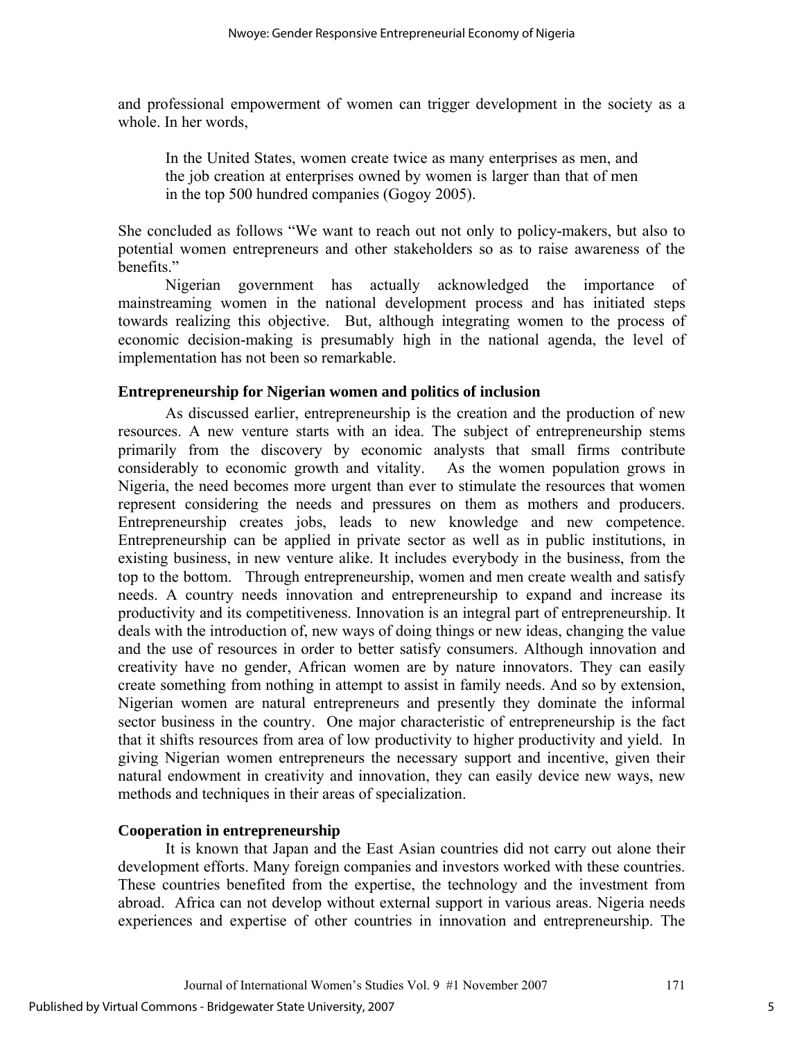and professional empowerment of women can trigger development in the society as a whole. In her words,

> In the United States, women create twice as many enterprises as men, and the job creation at enterprises owned by women is larger than that of men in the top 500 hundred companies (Gogoy 2005).

She concluded as follows "We want to reach out not only to policy-makers, but also to potential women entrepreneurs and other stakeholders so as to raise awareness of the benefits."

Nigerian government has actually acknowledged the importance of mainstreaming women in the national development process and has initiated steps towards realizing this objective. But, although integrating women to the process of economic decision-making is presumably high in the national agenda, the level of implementation has not been so remarkable.

### Entrepreneurship for Nigerian women and politics of inclusion

As discussed earlier, entrepreneurship is the creation and the production of new resources. A new venture starts with an idea. The subject of entrepreneurship stems primarily from the discovery by economic analysts that small firms contribute considerably to economic growth and vitality. As the women population grows in Nigeria, the need becomes more urgent than ever to stimulate the resources that women represent considering the needs and pressures on them as mothers and producers. Entrepreneurship creates jobs, leads to new knowledge and new competence. Entrepreneurship can be applied in private sector as well as in public institutions, in existing business, in new venture alike. It includes everybody in the business, from the top to the bottom. Through entrepreneurship, women and men create wealth and satisfy needs. A country needs innovation and entrepreneurship to expand and increase its productivity and its competitiveness. Innovation is an integral part of entrepreneurship. It deals with the introduction of, new ways of doing things or new ideas, changing the value and the use of resources in order to better satisfy consumers. Although innovation and creativity have no gender, African women are by nature innovators. They can easily create something from nothing in attempt to assist in family needs. And so by extension, Nigerian women are natural entrepreneurs and presently they dominate the informal sector business in the country. One major characteristic of entrepreneurship is the fact that it shifts resources from area of low productivity to higher productivity and yield. In giving Nigerian women entrepreneurs the necessary support and incentive, given their natural endowment in creativity and innovation, they can easily device new ways, new methods and techniques in their areas of specialization.

### Cooperation in entrepreneurship

It is known that Japan and the East Asian countries did not carry out alone their development efforts. Many foreign companies and investors worked with these countries. These countries benefited from the expertise, the technology and the investment from abroad. Africa can not develop without external support in various areas. Nigeria needs experiences and expertise of other countries in innovation and entrepreneurship. The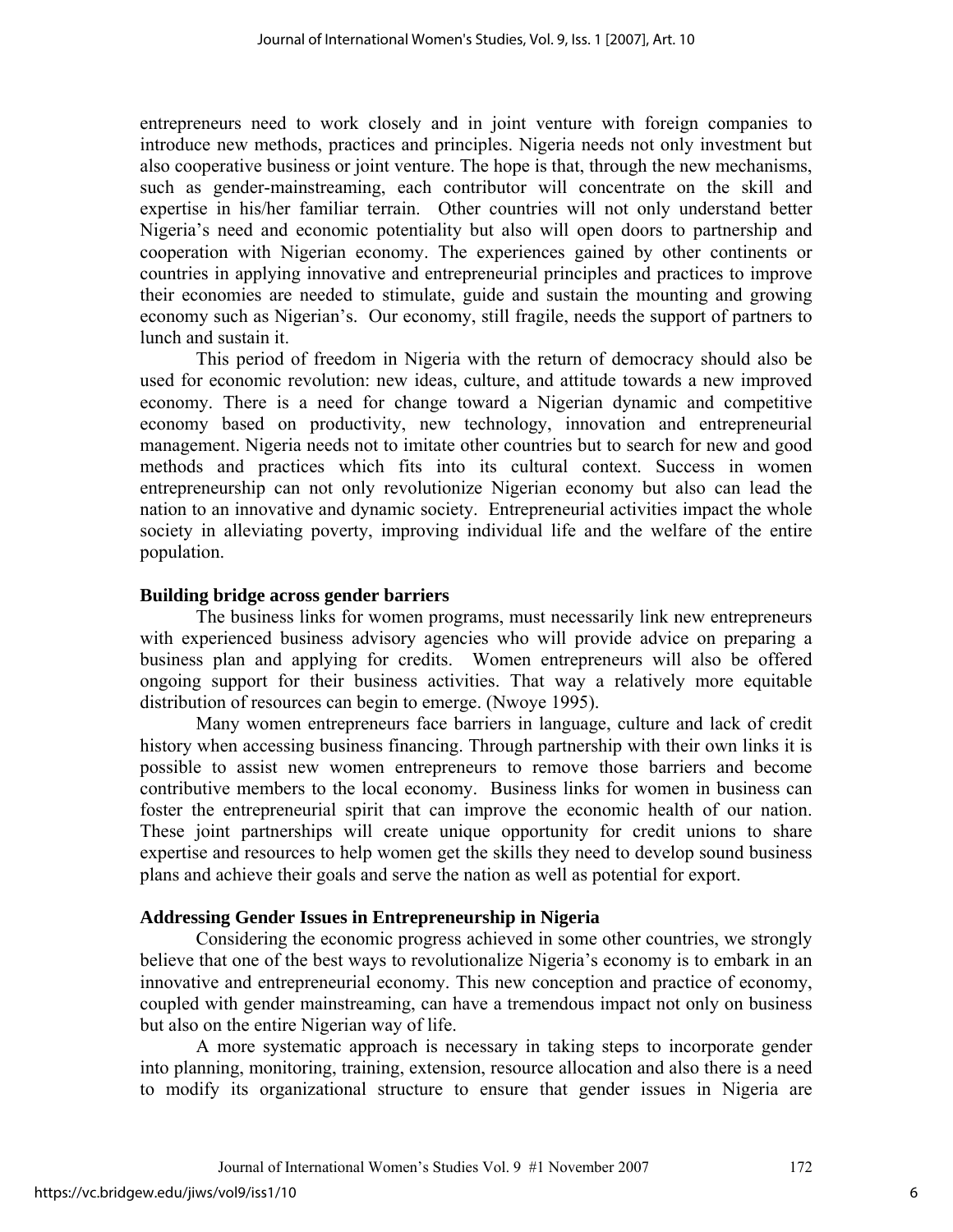entrepreneurs need to work closely and in joint venture with foreign companies to introduce new methods, practices and principles. Nigeria needs not only investment but also cooperative business or joint venture. The hope is that, through the new mechanisms, such as gender-mainstreaming, each contributor will concentrate on the skill and expertise in his/her familiar terrain. Other countries will not only understand better Nigeria's need and economic potentiality but also will open doors to partnership and cooperation with Nigerian economy. The experiences gained by other continents or countries in applying innovative and entrepreneurial principles and practices to improve their economies are needed to stimulate, guide and sustain the mounting and growing economy such as Nigerian's. Our economy, still fragile, needs the support of partners to lunch and sustain it.

This period of freedom in Nigeria with the return of democracy should also be used for economic revolution: new ideas, culture, and attitude towards a new improved economy. There is a need for change toward a Nigerian dynamic and competitive economy based on productivity, new technology, innovation and entrepreneurial management. Nigeria needs not to imitate other countries but to search for new and good methods and practices which fits into its cultural context. Success in women entrepreneurship can not only revolutionize Nigerian economy but also can lead the nation to an innovative and dynamic society. Entrepreneurial activities impact the whole society in alleviating poverty, improving individual life and the welfare of the entire population.

### Building bridge across gender barriers

The business links for women programs, must necessarily link new entrepreneurs with experienced business advisory agencies who will provide advice on preparing a business plan and applying for credits. Women entrepreneurs will also be offered ongoing support for their business activities. That way a relatively more equitable distribution of resources can begin to emerge. (Nwoye 1995).

Many women entrepreneurs face barriers in language, culture and lack of credit history when accessing business financing. Through partnership with their own links it is possible to assist new women entrepreneurs to remove those barriers and become contributive members to the local economy. Business links for women in business can foster the entrepreneurial spirit that can improve the economic health of our nation. These joint partnerships will create unique opportunity for credit unions to share expertise and resources to help women get the skills they need to develop sound business plans and achieve their goals and serve the nation as well as potential for export.

### Addressing Gender Issues in Entrepreneurship in Nigeria

Considering the economic progress achieved in some other countries, we strongly believe that one of the best ways to revolutionalize Nigeria's economy is to embark in an innovative and entrepreneurial economy. This new conception and practice of economy, coupled with gender mainstreaming, can have a tremendous impact not only on business but also on the entire Nigerian way of life.

A more systematic approach is necessary in taking steps to incorporate gender into planning, monitoring, training, extension, resource allocation and also there is a need to modify its organizational structure to ensure that gender issues in Nigeria are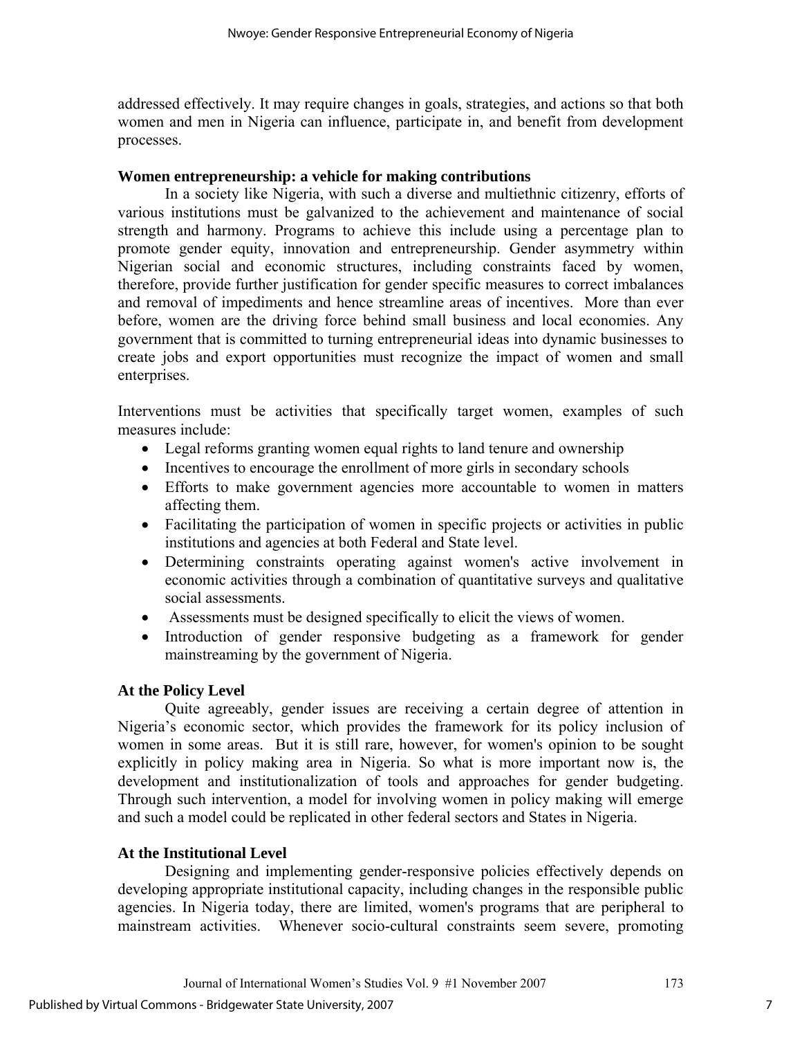addressed effectively. It may require changes in goals, strategies, and actions so that both women and men in Nigeria can influence, participate in, and benefit from development processes.

**Women entrepreneurship: a vehicle for making contributions**

In a society like Nigeria, with such a diverse and multiethnic citizenry, efforts of various institutions must be galvanized to the achievement and maintenance of social strength and harmony. Programs to achieve this include using a percentage plan to promote gender equity, innovation and entrepreneurship. Gender asymmetry within Nigerian social and economic structures, including constraints faced by women, therefore, provide further justification for gender specific measures to correct imbalances and removal of impediments and hence streamline areas of incentives. More than ever before, women are the driving force behind small business and local economies. Any government that is committed to turning entrepreneurial ideas into dynamic businesses to create jobs and export opportunities must recognize the impact of women and small enterprises.

Interventions must be activities that specifically target women, examples of such measures include:

- Legal reforms granting women equal rights to land tenure and ownership
- Incentives to encourage the enrollment of more girls in secondary schools
- Efforts to make government agencies more accountable to women in matters affecting them.
- Facilitating the participation of women in specific projects or activities in public institutions and agencies at both Federal and State level.
- Determining constraints operating against women's active involvement in economic activities through a combination of quantitative surveys and qualitative social assessments.
- Assessments must be designed specifically to elicit the views of women.
- Introduction of gender responsive budgeting as a framework for gender mainstreaming by the government of Nigeria.

**At the Policy Level**

Quite agreeably, gender issues are receiving a certain degree of attention in Nigeria's economic sector, which provides the framework for its policy inclusion of women in some areas. But it is still rare, however, for women's opinion to be sought explicitly in policy making area in Nigeria. So what is more important now is, the development and institutionalization of tools and approaches for gender budgeting. Through such intervention, a model for involving women in policy making will emerge and such a model could be replicated in other federal sectors and States in Nigeria.

**At the Institutional Level**

Designing and implementing gender-responsive policies effectively depends on developing appropriate institutional capacity, including changes in the responsible public agencies. In Nigeria today, there are limited, women's programs that are peripheral to mainstream activities. Whenever socio-cultural constraints seem severe, promoting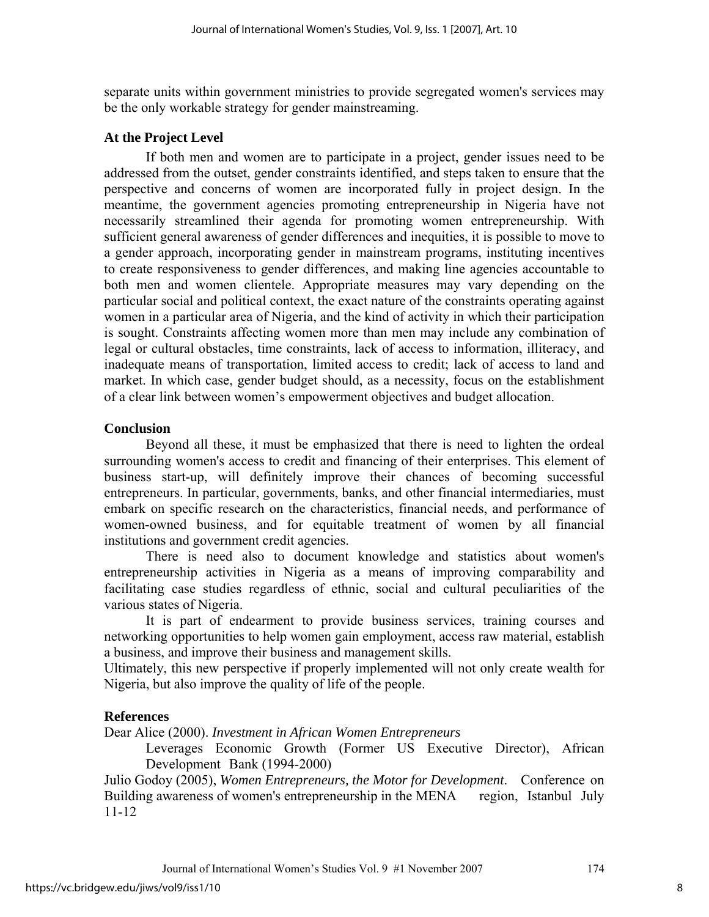separate units within government ministries to provide segregated women's services may be the only workable strategy for gender mainstreaming.

### At the Project Level

If both men and women are to participate in a project, gender issues need to be addressed from the outset, gender constraints identified, and steps taken to ensure that the perspective and concerns of women are incorporated fully in project design. In the meantime, the government agencies promoting entrepreneurship in Nigeria have not necessarily streamlined their agenda for promoting women entrepreneurship. With sufficient general awareness of gender differences and inequities, it is possible to move to a gender approach, incorporating gender in mainstream programs, instituting incentives to create responsiveness to gender differences, and making line agencies accountable to both men and women clientele. Appropriate measures may vary depending on the particular social and political context, the exact nature of the constraints operating against women in a particular area of Nigeria, and the kind of activity in which their participation is sought. Constraints affecting women more than men may include any combination of legal or cultural obstacles, time constraints, lack of access to information, illiteracy, and inadequate means of transportation, limited access to credit; lack of access to land and market. In which case, gender budget should, as a necessity, focus on the establishment of a clear link between women's empowerment objectives and budget allocation.

### Conclusion

Beyond all these, it must be emphasized that there is need to lighten the ordeal surrounding women's access to credit and financing of their enterprises. This element of business start-up, will definitely improve their chances of becoming successful entrepreneurs. In particular, governments, banks, and other financial intermediaries, must embark on specific research on the characteristics, financial needs, and performance of women-owned business, and for equitable treatment of women by all financial institutions and government credit agencies.

There is need also to document knowledge and statistics about women's entrepreneurship activities in Nigeria as a means of improving comparability and facilitating case studies regardless of ethnic, social and cultural peculiarities of the various states of Nigeria.

It is part of endearment to provide business services, training courses and networking opportunities to help women gain employment, access raw material, establish a business, and improve their business and management skills.

Ultimately, this new perspective if properly implemented will not only create wealth for Nigeria, but also improve the quality of life of the people.

### References

Dear Alice (2000). *Investment in African Women Entrepreneurs* Leverages Economic Growth (Former US Executive Director), African Development Bank (1994-2000)

Julio Godoy (2005), *Women Entrepreneurs, the Motor for Development*. Conference on Building awareness of women's entrepreneurship in the MENA region, Istanbul July 11-12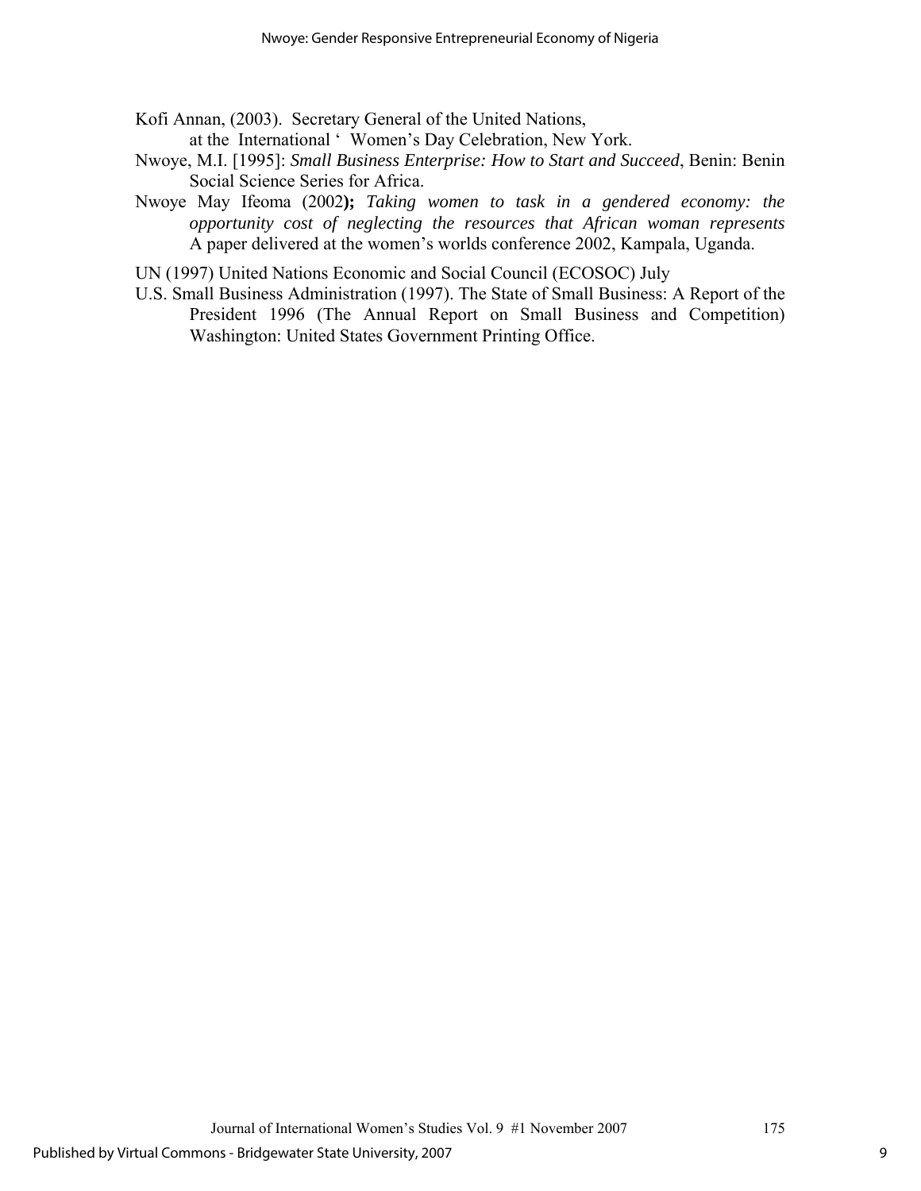Kofi Annan, (2003). Secretary General of the United Nations, at the International ' Women's Day Celebration, New York.

Nwoye, M.I. [1995]: *Small Business Enterprise: How to Start and Succeed*, Benin: Benin Social Science Series for Africa.

Nwoye May Ifeoma (2002**);** *Taking women to task in a gendered economy: the opportunity cost of neglecting the resources that African woman represents* A paper delivered at the women's worlds conference 2002, Kampala, Uganda.

UN (1997) United Nations Economic and Social Council (ECOSOC) July

U.S. Small Business Administration (1997). The State of Small Business: A Report of the President 1996 (The Annual Report on Small Business and Competition) Washington: United States Government Printing Office.